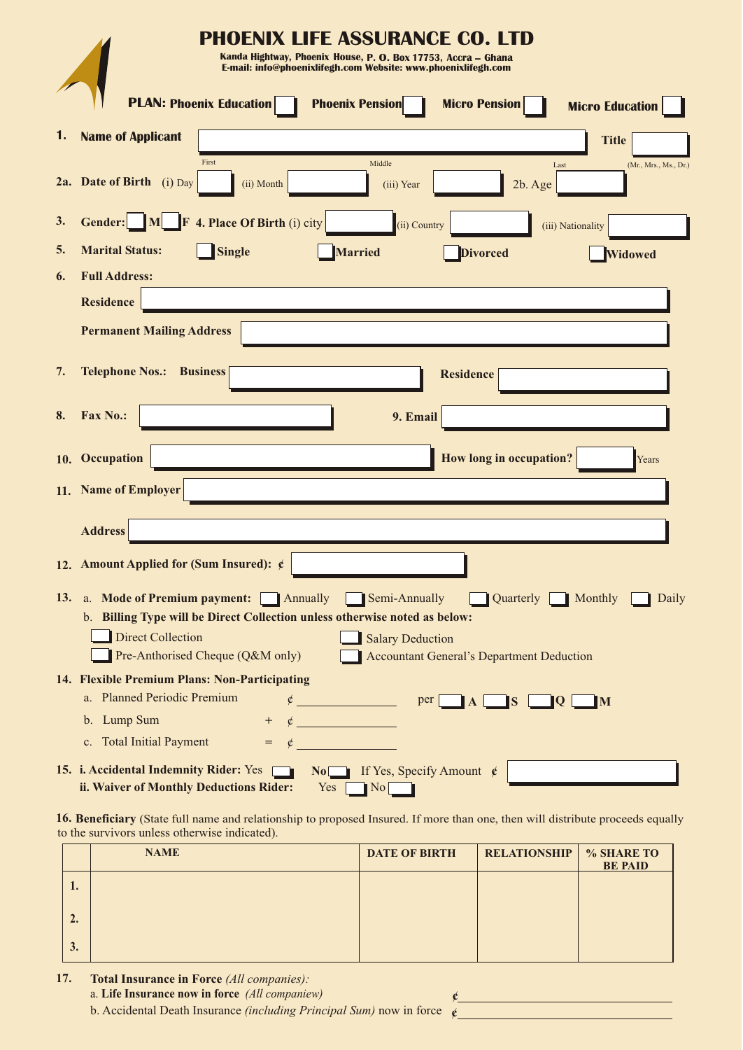# PHOENIX LIFE ASSURANCE CO. LTD

**Kanda Hightway, Phoenix House, P. O. Box 17753, Accra – Ghana**
**E-mail: info@phoenixlifegh.com Website: www.phoenixlifegh.com**

**PLAN: Phoenix Education** ☐ **Phoenix Pension** ☐ **Micro Pension** ☐ **Micro Education** ☐

**1. Name of Applicant** ____________________ **Title** ______
First Middle Last (Mr., Mrs., Ms., Dr.)

**2a. Date of Birth** (i) Day ____ (ii) Month ____ (iii) Year ____ 2b. Age ____

**3. Gender:** ☐ **M** ☐ **F** **4. Place Of Birth** (i) city ____ (ii) Country ____ (iii) Nationality ____

**5. Marital Status:** ☐ **Single** ☐ **Married** ☐ **Divorced** ☐ **Widowed**

**6. Full Address:**

**Residence** ____________________

**Permanent Mailing Address** ____________________

**7. Telephone Nos.: Business** ____________ **Residence** ____________

**8. Fax No.:** ____________ **9. Email** ____________

**10. Occupation** ____________ **How long in occupation?** ______ Years

**11. Name of Employer** ____________________

**Address** ____________________

**12. Amount Applied for (Sum Insured): ¢** ____________

**13.** a. **Mode of Premium payment:** ☐ Annually ☐ Semi-Annually ☐ Quarterly ☐ Monthly ☐ Daily

b. **Billing Type will be Direct Collection unless otherwise noted as below:**

☐ Direct Collection ☐ Salary Deduction

☐ Pre-Anthorised Cheque (Q&M only) ☐ Accountant General's Department Deduction

**14. Flexible Premium Plans: Non-Participating**

a. Planned Periodic Premium ¢ ____________ per ☐ **A** ☐ **S** ☐ **Q** ☐ **M**

b. Lump Sum + ¢ ____________

c. Total Initial Payment = ¢ ____________

**15. i. Accidental Indemnity Rider:** Yes ☐ **No** ☐ If Yes, Specify Amount ¢ ____________

**ii. Waiver of Monthly Deductions Rider:** Yes ☐ No ☐

**16. Beneficiary** (State full name and relationship to proposed Insured. If more than one, then will distribute proceeds equally to the survivors unless otherwise indicated).

| | NAME | DATE OF BIRTH | RELATIONSHIP | % SHARE TO BE PAID |
|---|---|---|---|---|
| 1. | | | | |
| 2. | | | | |
| 3. | | | | |

**17. Total Insurance in Force** *(All companies):*

a. **Life Insurance now in force** *(All companiew)* ¢ ____________

b. Accidental Death Insurance *(including Principal Sum)* now in force ¢ ____________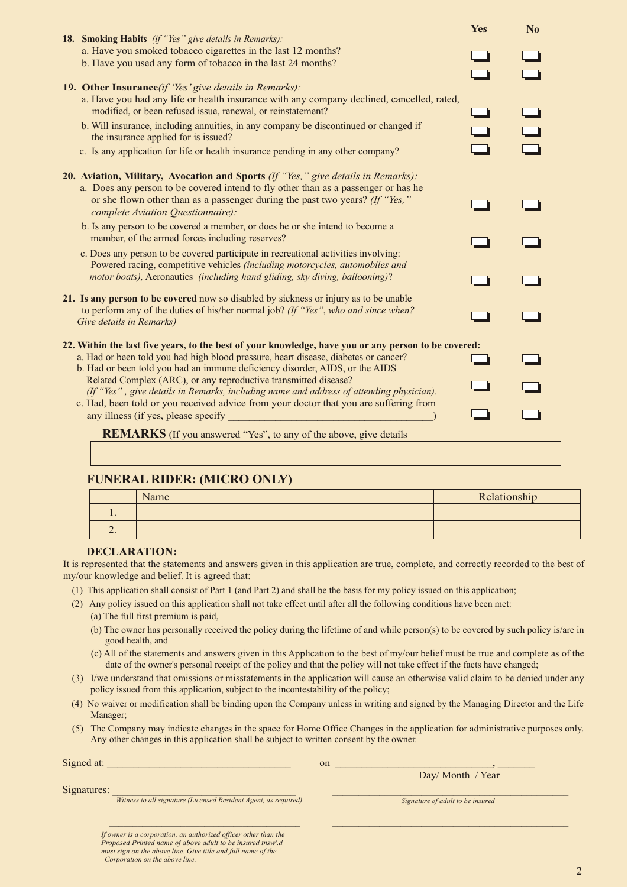| | Yes | No |
|---|---|---|
| **18. Smoking Habits** *(if "Yes" give details in Remarks):* | | |
| a. Have you smoked tobacco cigarettes in the last 12 months? | ☐ | ☐ |
| b. Have you used any form of tobacco in the last 24 months? | ☐ | ☐ |
| **19. Other Insurance***(if 'Yes' give details in Remarks):* | | |
| a. Have you had any life or health insurance with any company declined, cancelled, rated, modified, or been refused issue, renewal, or reinstatement? | ☐ | ☐ |
| b. Will insurance, including annuities, in any company be discontinued or changed if the insurance applied for is issued? | ☐ | ☐ |
| c. Is any application for life or health insurance pending in any other company? | ☐ | ☐ |
| **20. Aviation, Military, Avocation and Sports** *(If "Yes," give details in Remarks):* | | |
| a. Does any person to be covered intend to fly other than as a passenger or has he or she flown other than as a passenger during the past two years? *(If "Yes," complete Aviation Questionnaire):* | ☐ | ☐ |
| b. Is any person to be covered a member, or does he or she intend to become a member, of the armed forces including reserves? | ☐ | ☐ |
| c. Does any person to be covered participate in recreational activities involving: Powered racing, competitive vehicles *(including motorcycles, automobiles and motor boats),* Aeronautics *(including hand gliding, sky diving, ballooning)*? | ☐ | ☐ |
| **21. Is any person to be covered** now so disabled by sickness or injury as to be unable to perform any of the duties of his/her normal job? *(If "Yes", who and since when? Give details in Remarks)* | ☐ | ☐ |
| **22. Within the last five years, to the best of your knowledge, have you or any person to be covered:** | | |
| a. Had or been told you had high blood pressure, heart disease, diabetes or cancer? | ☐ | ☐ |
| b. Had or been told you had an immune deficiency disorder, AIDS, or the AIDS Related Complex (ARC), or any reproductive transmitted disease? *(If "Yes" , give details in Remarks, including name and address of attending physician).* | ☐ | ☐ |
| c. Had, been told or you received advice from your doctor that you are suffering from any illness (if yes, please specify ______________________________________) | ☐ | ☐ |

**REMARKS** (If you answered "Yes", to any of the above, give details

______________________________________________________________

## FUNERAL RIDER: (MICRO ONLY)

| | Name | Relationship |
|---|---|---|
| 1. | | |
| 2. | | |

## DECLARATION:

It is represented that the statements and answers given in this application are true, complete, and correctly recorded to the best of my/our knowledge and belief. It is agreed that:

(1) This application shall consist of Part 1 (and Part 2) and shall be the basis for my policy issued on this application;

(2) Any policy issued on this application shall not take effect until after all the following conditions have been met:

- (a) The full first premium is paid,
- (b) The owner has personally received the policy during the lifetime of and while person(s) to be covered by such policy is/are in good health, and
- (c) All of the statements and answers given in this Application to the best of my/our belief must be true and complete as of the date of the owner's personal receipt of the policy and that the policy will not take effect if the facts have changed;

(3) I/we understand that omissions or misstatements in the application will cause an otherwise valid claim to be denied under any policy issued from this application, subject to the incontestability of the policy;

(4) No waiver or modification shall be binding upon the Company unless in writing and signed by the Managing Director and the Life Manager;

(5) The Company may indicate changes in the space for Home Office Changes in the application for administrative purposes only. Any other changes in this application shall be subject to written consent by the owner.

Signed at: ___________________________________ on ______________________________, _______

Day/ Month / Year

Signatures: ___________________________________ ______________________________________________

*Witness to all signature (Licensed Resident Agent, as required)* *Signature of adult to be insured*

___________________________________ ______________________________________________

*If owner is a corporation, an authorized officer other than the Proposed Printed name of above adult to be insured tnsw'.d must sign on the above line. Give title and full name of the Corporation on the above line.*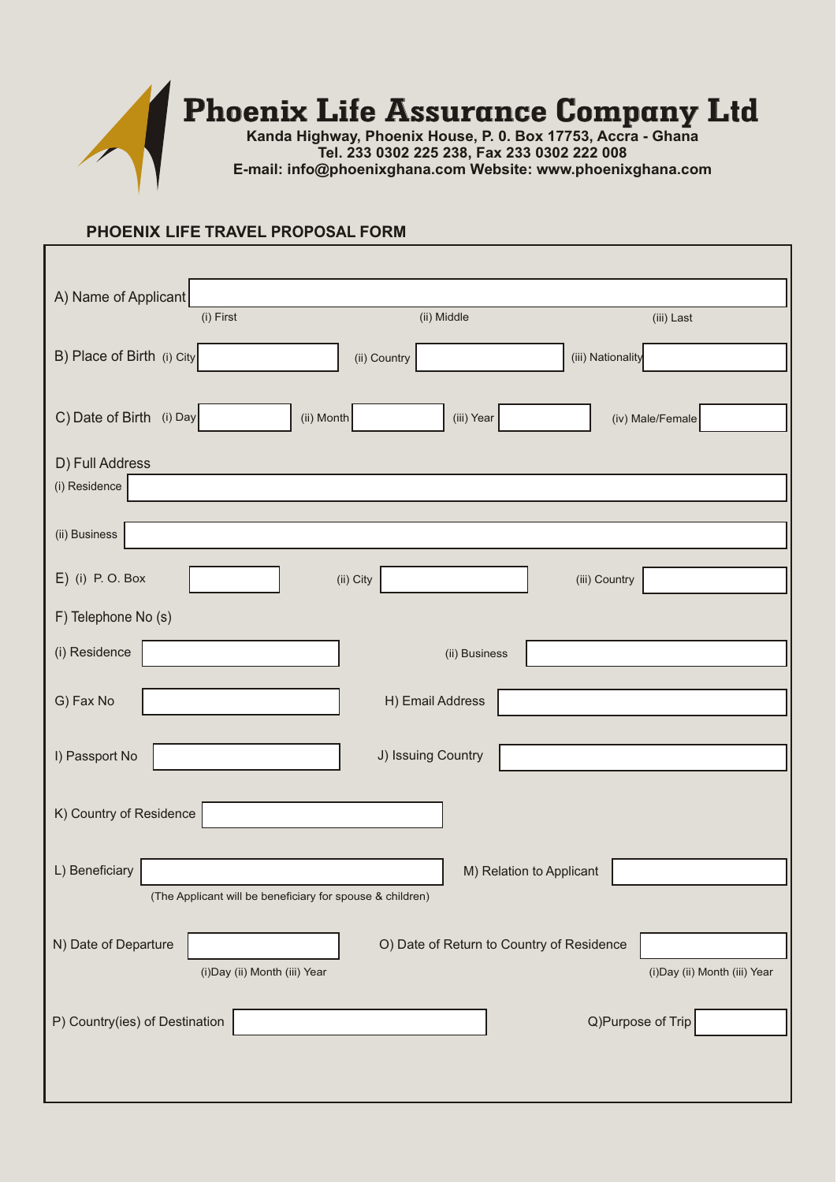# Phoenix Life Assurance Company Ltd

**Kanda Highway, Phoenix House, P. 0. Box 17753, Accra - Ghana**
**Tel. 233 0302 225 238, Fax 233 0302 222 008**
**E-mail: info@phoenixghana.com Website: www.phoenixghana.com**

## PHOENIX LIFE TRAVEL PROPOSAL FORM

A) Name of Applicant ______
(i) First (ii) Middle (iii) Last

B) Place of Birth (i) City ______ (ii) Country ______ (iii) Nationality ______

C) Date of Birth (i) Day ______ (ii) Month ______ (iii) Year ______ (iv) Male/Female ______

D) Full Address
(i) Residence ______

(ii) Business ______

E) (i) P. O. Box ______ (ii) City ______ (iii) Country ______

F) Telephone No (s)
(i) Residence ______ (ii) Business ______

G) Fax No ______ H) Email Address ______

I) Passport No ______ J) Issuing Country ______

K) Country of Residence ______

L) Beneficiary ______ M) Relation to Applicant ______
(The Applicant will be beneficiary for spouse & children)

N) Date of Departure ______
(i)Day (ii) Month (iii) Year

O) Date of Return to Country of Residence ______
(i)Day (ii) Month (iii) Year

P) Country(ies) of Destination ______ Q)Purpose of Trip ______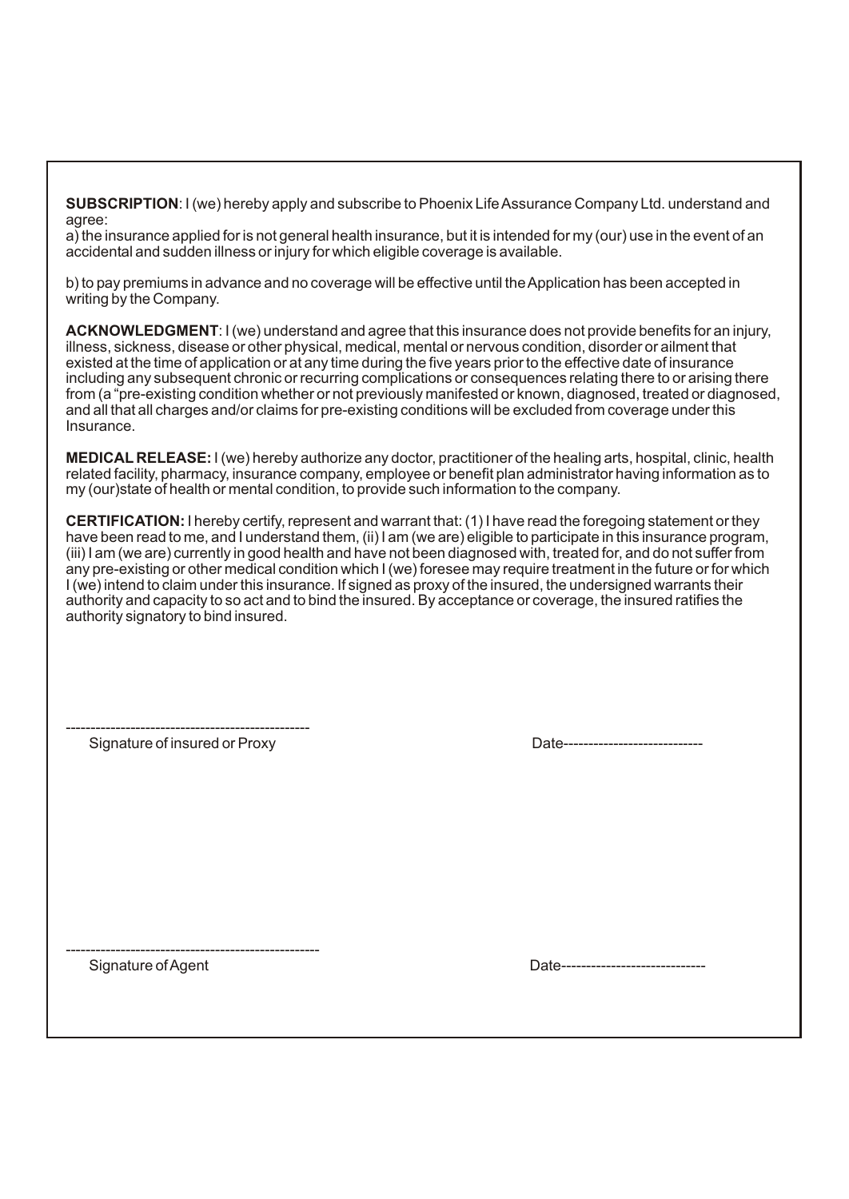**SUBSCRIPTION**: I (we) hereby apply and subscribe to Phoenix Life Assurance Company Ltd. understand and agree:

a) the insurance applied for is not general health insurance, but it is intended for my (our) use in the event of an accidental and sudden illness or injury for which eligible coverage is available.

b) to pay premiums in advance and no coverage will be effective until the Application has been accepted in writing by the Company.

**ACKNOWLEDGMENT**: I (we) understand and agree that this insurance does not provide benefits for an injury, illness, sickness, disease or other physical, medical, mental or nervous condition, disorder or ailment that existed at the time of application or at any time during the five years prior to the effective date of insurance including any subsequent chronic or recurring complications or consequences relating there to or arising there from (a "pre-existing condition whether or not previously manifested or known, diagnosed, treated or diagnosed, and all that all charges and/or claims for pre-existing conditions will be excluded from coverage under this Insurance.

**MEDICAL RELEASE:** I (we) hereby authorize any doctor, practitioner of the healing arts, hospital, clinic, health related facility, pharmacy, insurance company, employee or benefit plan administrator having information as to my (our)state of health or mental condition, to provide such information to the company.

**CERTIFICATION:** I hereby certify, represent and warrant that: (1) I have read the foregoing statement or they have been read to me, and I understand them, (ii) I am (we are) eligible to participate in this insurance program, (iii) I am (we are) currently in good health and have not been diagnosed with, treated for, and do not suffer from any pre-existing or other medical condition which I (we) foresee may require treatment in the future or for which I (we) intend to claim under this insurance. If signed as proxy of the insured, the undersigned warrants their authority and capacity to so act and to bind the insured. By acceptance or coverage, the insured ratifies the authority signatory to bind insured.

-------------------------------------------------
Signature of insured or Proxy

Date----------------------------

---------------------------------------------------
Signature of Agent

Date-----------------------------